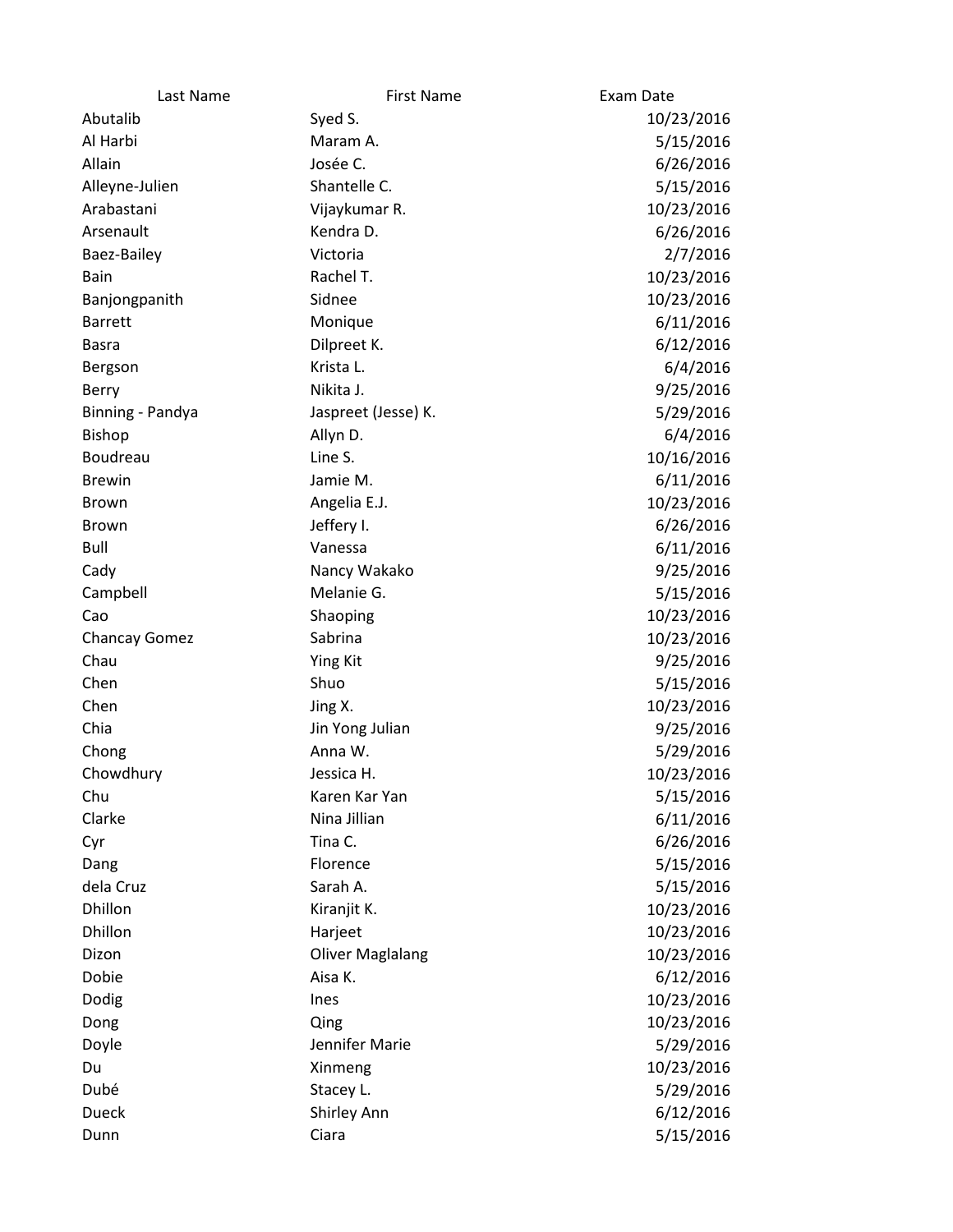| Last Name | First Name | Exam Date |
| --- | --- | --- |
| Abutalib | Syed S. | 10/23/2016 |
| Al Harbi | Maram A. | 5/15/2016 |
| Allain | Josée C. | 6/26/2016 |
| Alleyne-Julien | Shantelle C. | 5/15/2016 |
| Arabastani | Vijaykumar R. | 10/23/2016 |
| Arsenault | Kendra D. | 6/26/2016 |
| Baez-Bailey | Victoria | 2/7/2016 |
| Bain | Rachel T. | 10/23/2016 |
| Banjongpanith | Sidnee | 10/23/2016 |
| Barrett | Monique | 6/11/2016 |
| Basra | Dilpreet K. | 6/12/2016 |
| Bergson | Krista L. | 6/4/2016 |
| Berry | Nikita J. | 9/25/2016 |
| Binning - Pandya | Jaspreet (Jesse) K. | 5/29/2016 |
| Bishop | Allyn D. | 6/4/2016 |
| Boudreau | Line S. | 10/16/2016 |
| Brewin | Jamie M. | 6/11/2016 |
| Brown | Angelia E.J. | 10/23/2016 |
| Brown | Jeffery I. | 6/26/2016 |
| Bull | Vanessa | 6/11/2016 |
| Cady | Nancy Wakako | 9/25/2016 |
| Campbell | Melanie G. | 5/15/2016 |
| Cao | Shaoping | 10/23/2016 |
| Chancay Gomez | Sabrina | 10/23/2016 |
| Chau | Ying Kit | 9/25/2016 |
| Chen | Shuo | 5/15/2016 |
| Chen | Jing X. | 10/23/2016 |
| Chia | Jin Yong Julian | 9/25/2016 |
| Chong | Anna W. | 5/29/2016 |
| Chowdhury | Jessica H. | 10/23/2016 |
| Chu | Karen Kar Yan | 5/15/2016 |
| Clarke | Nina Jillian | 6/11/2016 |
| Cyr | Tina C. | 6/26/2016 |
| Dang | Florence | 5/15/2016 |
| dela Cruz | Sarah A. | 5/15/2016 |
| Dhillon | Kiranjit K. | 10/23/2016 |
| Dhillon | Harjeet | 10/23/2016 |
| Dizon | Oliver Maglalang | 10/23/2016 |
| Dobie | Aisa K. | 6/12/2016 |
| Dodig | Ines | 10/23/2016 |
| Dong | Qing | 10/23/2016 |
| Doyle | Jennifer Marie | 5/29/2016 |
| Du | Xinmeng | 10/23/2016 |
| Dubé | Stacey L. | 5/29/2016 |
| Dueck | Shirley Ann | 6/12/2016 |
| Dunn | Ciara | 5/15/2016 |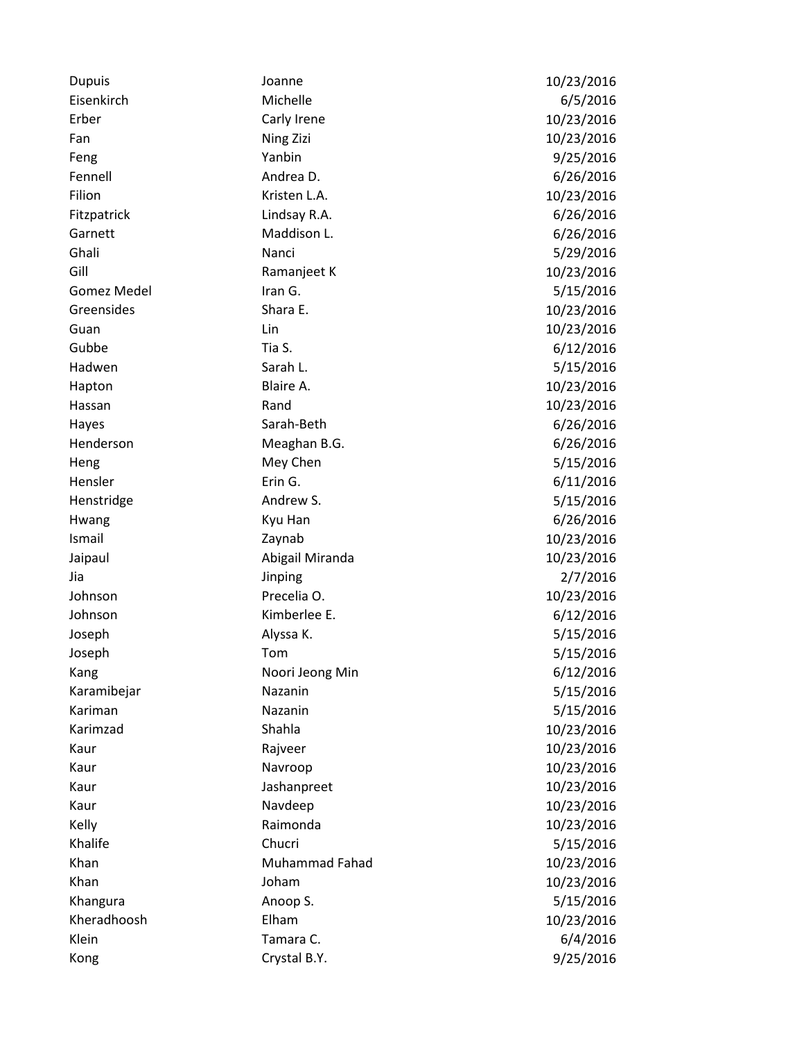| | | |
|---|---|---|
| Dupuis | Joanne | 10/23/2016 |
| Eisenkirch | Michelle | 6/5/2016 |
| Erber | Carly Irene | 10/23/2016 |
| Fan | Ning Zizi | 10/23/2016 |
| Feng | Yanbin | 9/25/2016 |
| Fennell | Andrea D. | 6/26/2016 |
| Filion | Kristen L.A. | 10/23/2016 |
| Fitzpatrick | Lindsay R.A. | 6/26/2016 |
| Garnett | Maddison L. | 6/26/2016 |
| Ghali | Nanci | 5/29/2016 |
| Gill | Ramanjeet K | 10/23/2016 |
| Gomez Medel | Iran G. | 5/15/2016 |
| Greensides | Shara E. | 10/23/2016 |
| Guan | Lin | 10/23/2016 |
| Gubbe | Tia S. | 6/12/2016 |
| Hadwen | Sarah L. | 5/15/2016 |
| Hapton | Blaire A. | 10/23/2016 |
| Hassan | Rand | 10/23/2016 |
| Hayes | Sarah-Beth | 6/26/2016 |
| Henderson | Meaghan B.G. | 6/26/2016 |
| Heng | Mey Chen | 5/15/2016 |
| Hensler | Erin G. | 6/11/2016 |
| Henstridge | Andrew S. | 5/15/2016 |
| Hwang | Kyu Han | 6/26/2016 |
| Ismail | Zaynab | 10/23/2016 |
| Jaipaul | Abigail Miranda | 10/23/2016 |
| Jia | Jinping | 2/7/2016 |
| Johnson | Precelia O. | 10/23/2016 |
| Johnson | Kimberlee E. | 6/12/2016 |
| Joseph | Alyssa K. | 5/15/2016 |
| Joseph | Tom | 5/15/2016 |
| Kang | Noori Jeong Min | 6/12/2016 |
| Karamibejar | Nazanin | 5/15/2016 |
| Kariman | Nazanin | 5/15/2016 |
| Karimzad | Shahla | 10/23/2016 |
| Kaur | Rajveer | 10/23/2016 |
| Kaur | Navroop | 10/23/2016 |
| Kaur | Jashanpreet | 10/23/2016 |
| Kaur | Navdeep | 10/23/2016 |
| Kelly | Raimonda | 10/23/2016 |
| Khalife | Chucri | 5/15/2016 |
| Khan | Muhammad Fahad | 10/23/2016 |
| Khan | Joham | 10/23/2016 |
| Khangura | Anoop S. | 5/15/2016 |
| Kheradhoosh | Elham | 10/23/2016 |
| Klein | Tamara C. | 6/4/2016 |
| Kong | Crystal B.Y. | 9/25/2016 |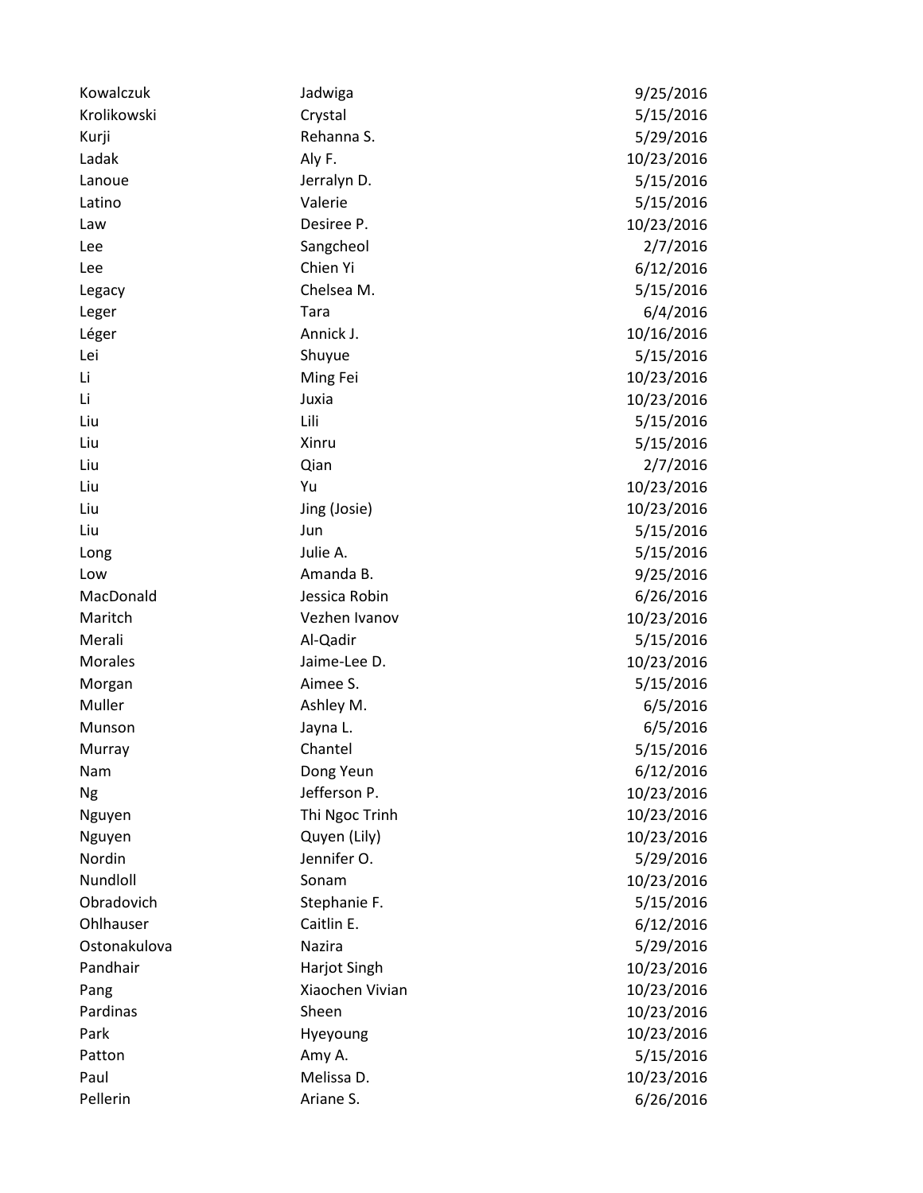| | | |
|---|---|---|
| Kowalczuk | Jadwiga | 9/25/2016 |
| Krolikowski | Crystal | 5/15/2016 |
| Kurji | Rehanna S. | 5/29/2016 |
| Ladak | Aly F. | 10/23/2016 |
| Lanoue | Jerralyn D. | 5/15/2016 |
| Latino | Valerie | 5/15/2016 |
| Law | Desiree P. | 10/23/2016 |
| Lee | Sangcheol | 2/7/2016 |
| Lee | Chien Yi | 6/12/2016 |
| Legacy | Chelsea M. | 5/15/2016 |
| Leger | Tara | 6/4/2016 |
| Léger | Annick J. | 10/16/2016 |
| Lei | Shuyue | 5/15/2016 |
| Li | Ming Fei | 10/23/2016 |
| Li | Juxia | 10/23/2016 |
| Liu | Lili | 5/15/2016 |
| Liu | Xinru | 5/15/2016 |
| Liu | Qian | 2/7/2016 |
| Liu | Yu | 10/23/2016 |
| Liu | Jing (Josie) | 10/23/2016 |
| Liu | Jun | 5/15/2016 |
| Long | Julie A. | 5/15/2016 |
| Low | Amanda B. | 9/25/2016 |
| MacDonald | Jessica Robin | 6/26/2016 |
| Maritch | Vezhen Ivanov | 10/23/2016 |
| Merali | Al-Qadir | 5/15/2016 |
| Morales | Jaime-Lee D. | 10/23/2016 |
| Morgan | Aimee S. | 5/15/2016 |
| Muller | Ashley M. | 6/5/2016 |
| Munson | Jayna L. | 6/5/2016 |
| Murray | Chantel | 5/15/2016 |
| Nam | Dong Yeun | 6/12/2016 |
| Ng | Jefferson P. | 10/23/2016 |
| Nguyen | Thi Ngoc Trinh | 10/23/2016 |
| Nguyen | Quyen (Lily) | 10/23/2016 |
| Nordin | Jennifer O. | 5/29/2016 |
| Nundloll | Sonam | 10/23/2016 |
| Obradovich | Stephanie F. | 5/15/2016 |
| Ohlhauser | Caitlin E. | 6/12/2016 |
| Ostonakulova | Nazira | 5/29/2016 |
| Pandhair | Harjot Singh | 10/23/2016 |
| Pang | Xiaochen Vivian | 10/23/2016 |
| Pardinas | Sheen | 10/23/2016 |
| Park | Hyeyoung | 10/23/2016 |
| Patton | Amy A. | 5/15/2016 |
| Paul | Melissa D. | 10/23/2016 |
| Pellerin | Ariane S. | 6/26/2016 |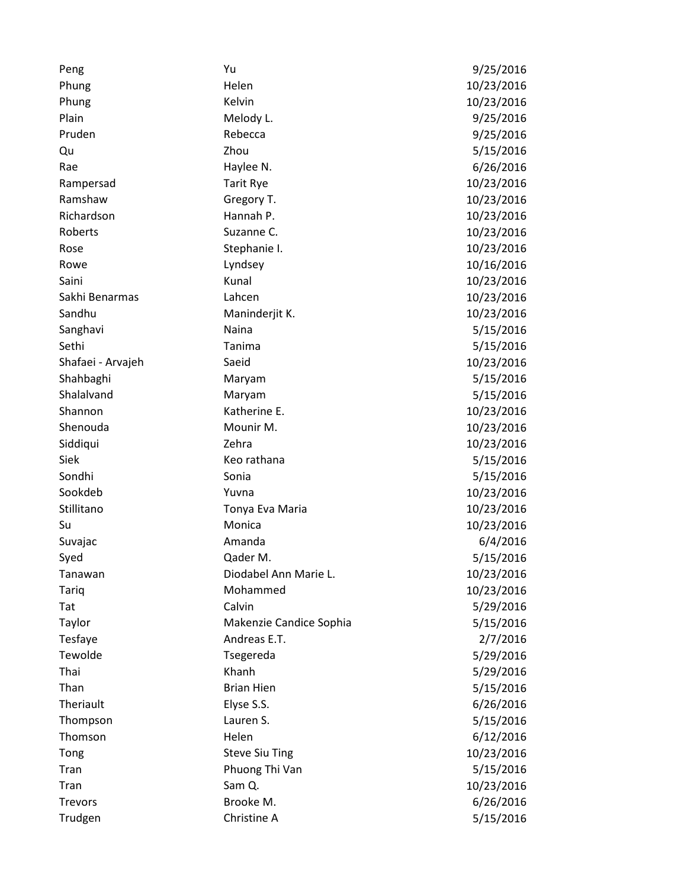| | | |
|---|---|---|
| Peng | Yu | 9/25/2016 |
| Phung | Helen | 10/23/2016 |
| Phung | Kelvin | 10/23/2016 |
| Plain | Melody L. | 9/25/2016 |
| Pruden | Rebecca | 9/25/2016 |
| Qu | Zhou | 5/15/2016 |
| Rae | Haylee N. | 6/26/2016 |
| Rampersad | Tarit Rye | 10/23/2016 |
| Ramshaw | Gregory T. | 10/23/2016 |
| Richardson | Hannah P. | 10/23/2016 |
| Roberts | Suzanne C. | 10/23/2016 |
| Rose | Stephanie I. | 10/23/2016 |
| Rowe | Lyndsey | 10/16/2016 |
| Saini | Kunal | 10/23/2016 |
| Sakhi Benarmas | Lahcen | 10/23/2016 |
| Sandhu | Maninderjit K. | 10/23/2016 |
| Sanghavi | Naina | 5/15/2016 |
| Sethi | Tanima | 5/15/2016 |
| Shafaei - Arvajeh | Saeid | 10/23/2016 |
| Shahbaghi | Maryam | 5/15/2016 |
| Shalalvand | Maryam | 5/15/2016 |
| Shannon | Katherine E. | 10/23/2016 |
| Shenouda | Mounir M. | 10/23/2016 |
| Siddiqui | Zehra | 10/23/2016 |
| Siek | Keo rathana | 5/15/2016 |
| Sondhi | Sonia | 5/15/2016 |
| Sookdeb | Yuvna | 10/23/2016 |
| Stillitano | Tonya Eva Maria | 10/23/2016 |
| Su | Monica | 10/23/2016 |
| Suvajac | Amanda | 6/4/2016 |
| Syed | Qader M. | 5/15/2016 |
| Tanawan | Diodabel Ann Marie L. | 10/23/2016 |
| Tariq | Mohammed | 10/23/2016 |
| Tat | Calvin | 5/29/2016 |
| Taylor | Makenzie Candice Sophia | 5/15/2016 |
| Tesfaye | Andreas E.T. | 2/7/2016 |
| Tewolde | Tsegereda | 5/29/2016 |
| Thai | Khanh | 5/29/2016 |
| Than | Brian Hien | 5/15/2016 |
| Theriault | Elyse S.S. | 6/26/2016 |
| Thompson | Lauren S. | 5/15/2016 |
| Thomson | Helen | 6/12/2016 |
| Tong | Steve Siu Ting | 10/23/2016 |
| Tran | Phuong Thi Van | 5/15/2016 |
| Tran | Sam Q. | 10/23/2016 |
| Trevors | Brooke M. | 6/26/2016 |
| Trudgen | Christine A | 5/15/2016 |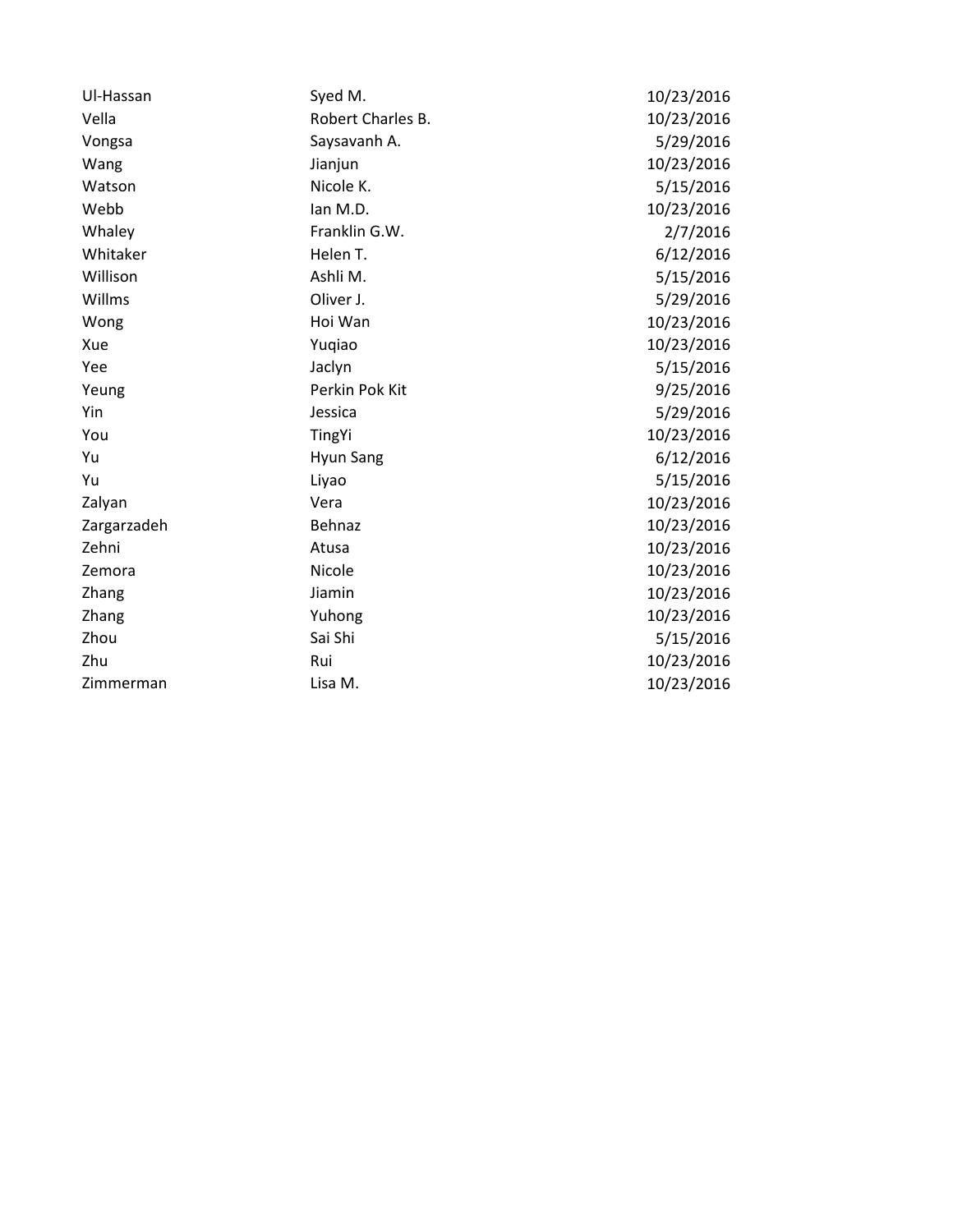| | | |
|---|---|---|
| Ul-Hassan | Syed M. | 10/23/2016 |
| Vella | Robert Charles B. | 10/23/2016 |
| Vongsa | Saysavanh A. | 5/29/2016 |
| Wang | Jianjun | 10/23/2016 |
| Watson | Nicole K. | 5/15/2016 |
| Webb | Ian M.D. | 10/23/2016 |
| Whaley | Franklin G.W. | 2/7/2016 |
| Whitaker | Helen T. | 6/12/2016 |
| Willison | Ashli M. | 5/15/2016 |
| Willms | Oliver J. | 5/29/2016 |
| Wong | Hoi Wan | 10/23/2016 |
| Xue | Yuqiao | 10/23/2016 |
| Yee | Jaclyn | 5/15/2016 |
| Yeung | Perkin Pok Kit | 9/25/2016 |
| Yin | Jessica | 5/29/2016 |
| You | TingYi | 10/23/2016 |
| Yu | Hyun Sang | 6/12/2016 |
| Yu | Liyao | 5/15/2016 |
| Zalyan | Vera | 10/23/2016 |
| Zargarzadeh | Behnaz | 10/23/2016 |
| Zehni | Atusa | 10/23/2016 |
| Zemora | Nicole | 10/23/2016 |
| Zhang | Jiamin | 10/23/2016 |
| Zhang | Yuhong | 10/23/2016 |
| Zhou | Sai Shi | 5/15/2016 |
| Zhu | Rui | 10/23/2016 |
| Zimmerman | Lisa M. | 10/23/2016 |